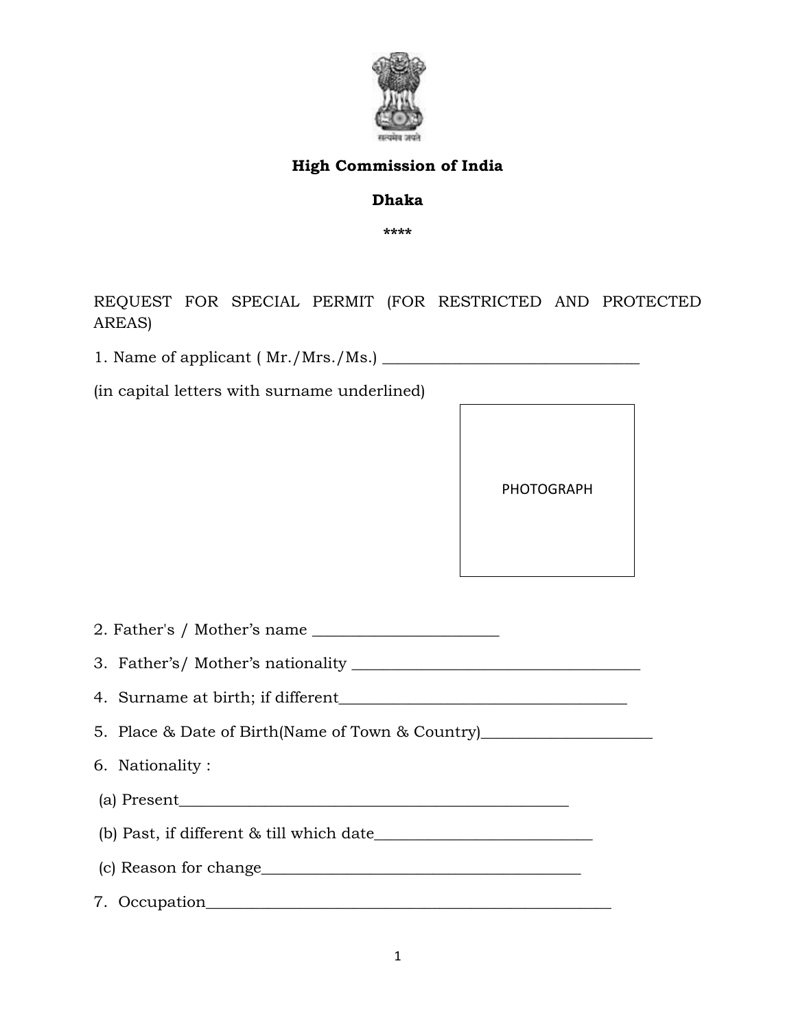**High Commission of India**

**Dhaka**

****

REQUEST FOR SPECIAL PERMIT (FOR RESTRICTED AND PROTECTED AREAS)

1. Name of applicant ( Mr./Mrs./Ms.) ________________________________

(in capital letters with surname underlined)

PHOTOGRAPH

2. Father's / Mother's name ________________________

3. Father's/ Mother's nationality ____________________________________

4. Surname at birth; if different_____________________________________

5. Place & Date of Birth(Name of Town & Country)_____________________

6. Nationality :

(a) Present__________________________________________________

(b) Past, if different & till which date___________________________

(c) Reason for change__________________________________________

7. Occupation____________________________________________________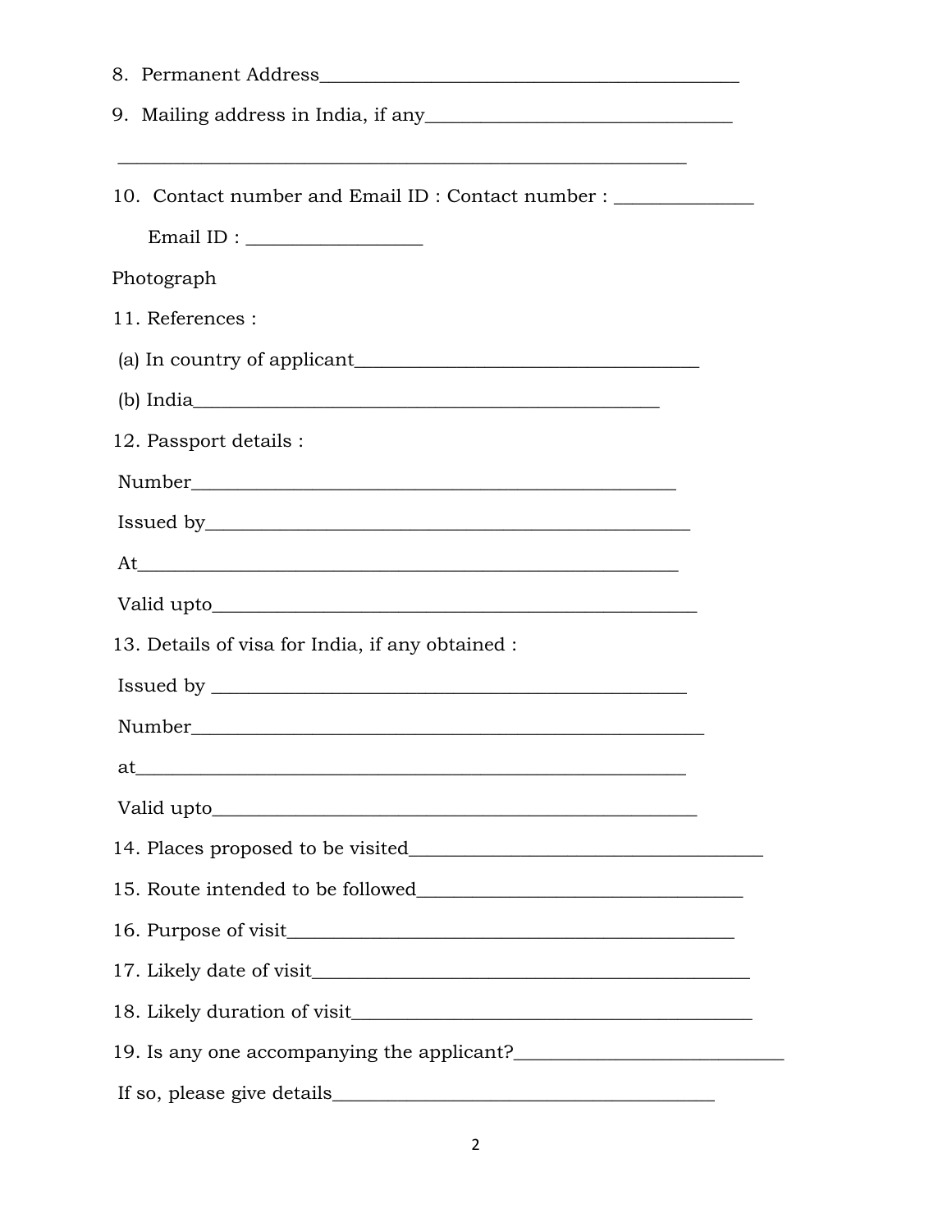8. Permanent Address_____________________________________________

9. Mailing address in India, if any________________________________

_____________________________________________________________

10. Contact number and Email ID : Contact number : ______________

Email ID : _________________

Photograph

11. References :

(a) In country of applicant____________________________________

(b) India_____________________________________________

12. Passport details :

Number____________________________________________________

Issued by__________________________________________________

At_________________________________________________________

Valid upto__________________________________________________

13. Details of visa for India, if any obtained :

Issued by _________________________________________________

Number____________________________________________________

at_________________________________________________________

Valid upto__________________________________________________

14. Places proposed to be visited______________________________________

15. Route intended to be followed__________________________________

16. Purpose of visit_______________________________________________

17. Likely date of visit______________________________________________

18. Likely duration of visit__________________________________________

19. Is any one accompanying the applicant?___________________________

If so, please give details________________________________________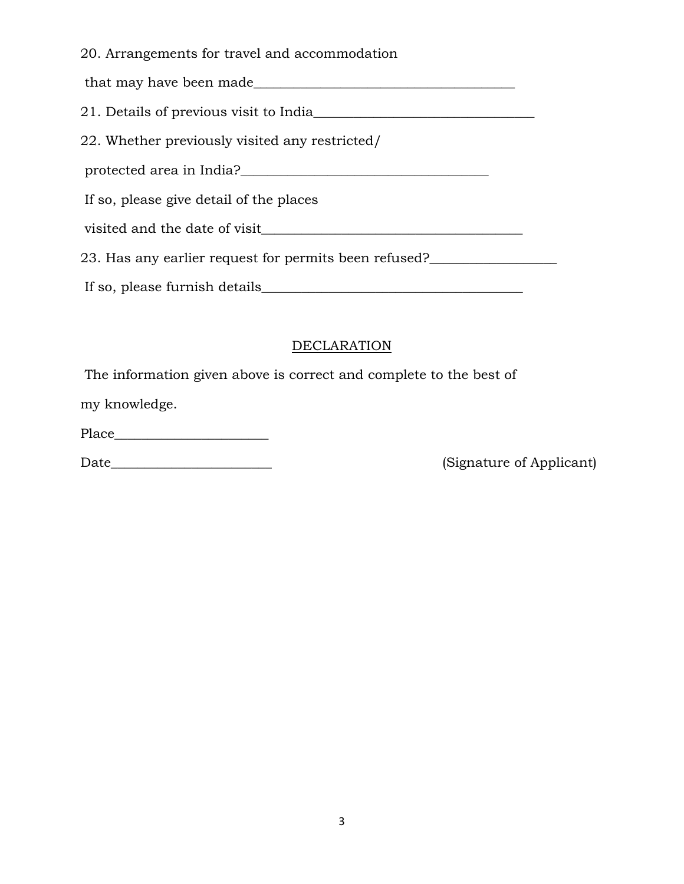20. Arrangements for travel and accommodation

that may have been made______________________________________

21. Details of previous visit to India________________________________

22. Whether previously visited any restricted/

protected area in India?___________________________________

If so, please give detail of the places

visited and the date of visit_____________________________________

23. Has any earlier request for permits been refused?__________________

If so, please furnish details_____________________________________

<u>DECLARATION</u>

The information given above is correct and complete to the best of my knowledge.

Place______________________

Date_______________________ (Signature of Applicant)